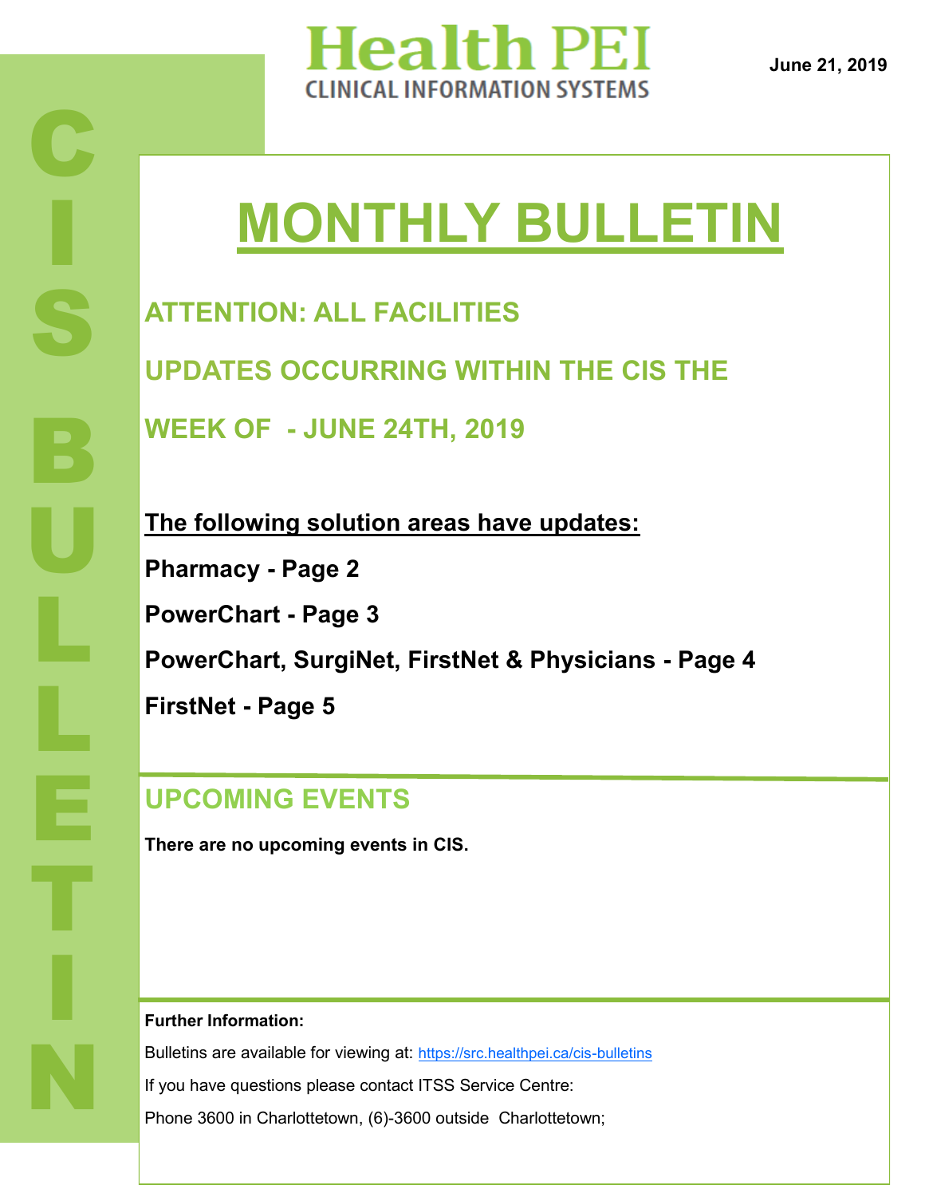# Health PEI
## CLINICAL INFORMATION SYSTEMS

**June 21, 2019**

CIS BULLETIN

# MONTHLY BULLETIN

## ATTENTION: ALL FACILITIES

## UPDATES OCCURRING WITHIN THE CIS THE WEEK OF - JUNE 24TH, 2019

**The following solution areas have updates:**

**Pharmacy - Page 2**

**PowerChart - Page 3**

**PowerChart, SurgiNet, FirstNet & Physicians - Page 4**

**FirstNet - Page 5**

## UPCOMING EVENTS

**There are no upcoming events in CIS.**

**Further Information:**

Bulletins are available for viewing at: https://src.healthpei.ca/cis-bulletins

If you have questions please contact ITSS Service Centre:

Phone 3600 in Charlottetown, (6)-3600 outside Charlottetown;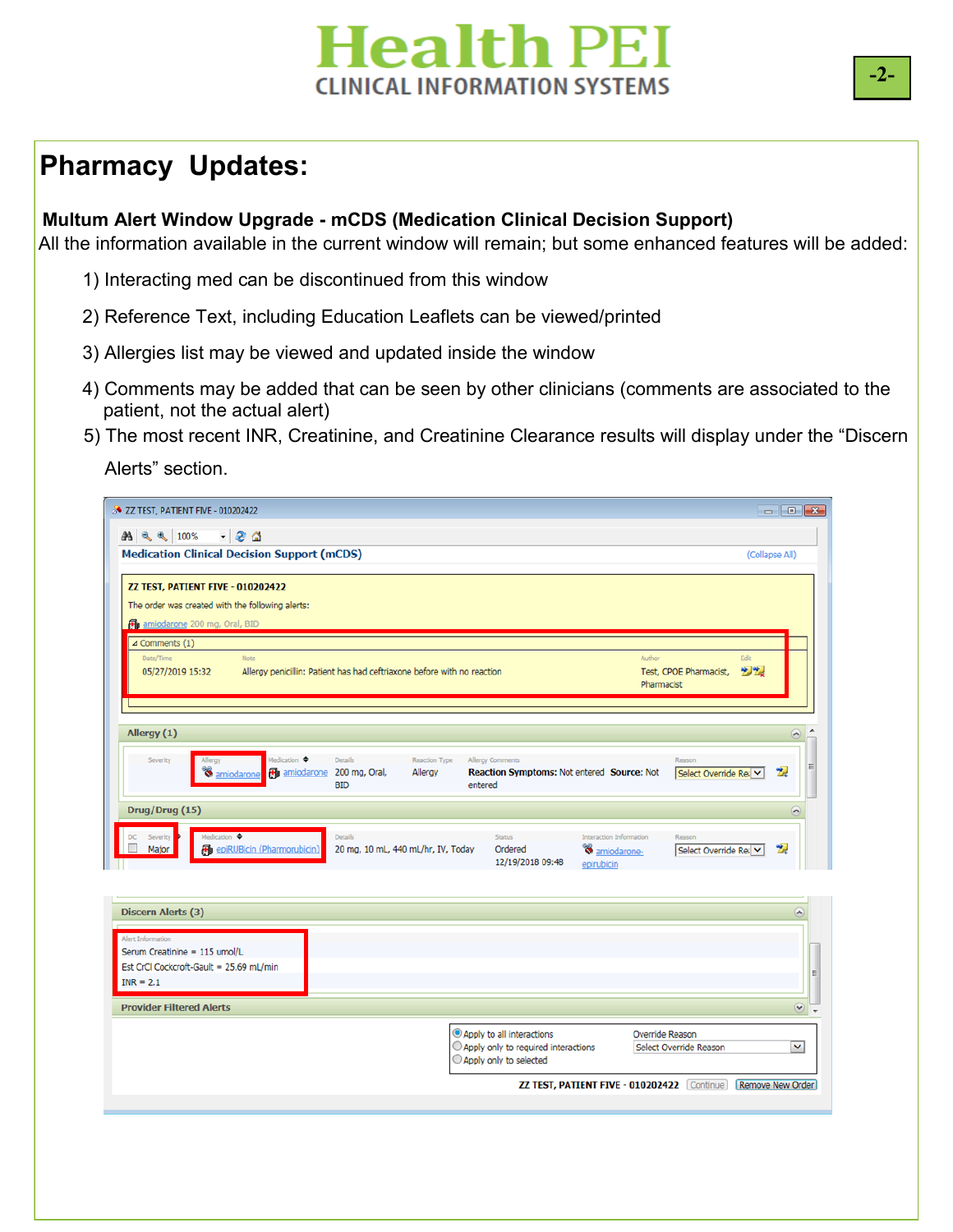# Pharmacy Updates:

**Multum Alert Window Upgrade - mCDS (Medication Clinical Decision Support)**

All the information available in the current window will remain; but some enhanced features will be added:

1) Interacting med can be discontinued from this window
2) Reference Text, including Education Leaflets can be viewed/printed
3) Allergies list may be viewed and updated inside the window
4) Comments may be added that can be seen by other clinicians (comments are associated to the patient, not the actual alert)
5) The most recent INR, Creatinine, and Creatinine Clearance results will display under the "Discern Alerts" section.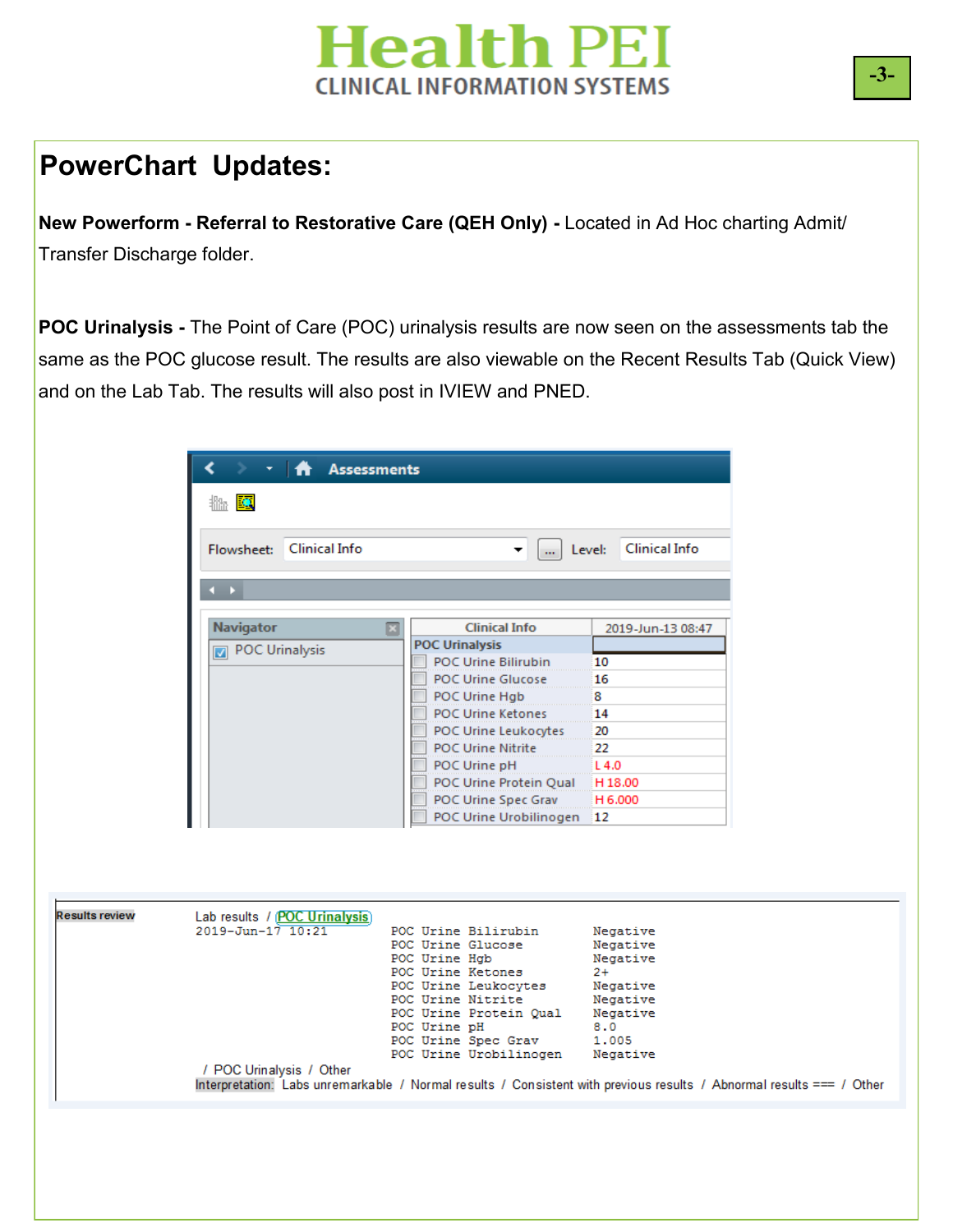# PowerChart Updates:

**New Powerform - Referral to Restorative Care (QEH Only) -** Located in Ad Hoc charting Admit/ Transfer Discharge folder.

**POC Urinalysis -** The Point of Care (POC) urinalysis results are now seen on the assessments tab the same as the POC glucose result. The results are also viewable on the Recent Results Tab (Quick View) and on the Lab Tab. The results will also post in IVIEW and PNED.

**Assessments**

Flowsheet: Clinical Info    Level: Clinical Info

Navigator: POC Urinalysis

| Clinical Info | 2019-Jun-13 08:47 |
|---|---|
| **POC Urinalysis** | |
| POC Urine Bilirubin | 10 |
| POC Urine Glucose | 16 |
| POC Urine Hgb | 8 |
| POC Urine Ketones | 14 |
| POC Urine Leukocytes | 20 |
| POC Urine Nitrite | 22 |
| POC Urine pH | L 4.0 |
| POC Urine Protein Qual | H 18.00 |
| POC Urine Spec Grav | H 6.000 |
| POC Urine Urobilinogen | 12 |

**Results review**

Lab results / POC Urinalysis
2019-Jun-17 10:21

| | |
|---|---|
| POC Urine Bilirubin | Negative |
| POC Urine Glucose | Negative |
| POC Urine Hgb | Negative |
| POC Urine Ketones | 2+ |
| POC Urine Leukocytes | Negative |
| POC Urine Nitrite | Negative |
| POC Urine Protein Qual | Negative |
| POC Urine pH | 8.0 |
| POC Urine Spec Grav | 1.005 |
| POC Urine Urobilinogen | Negative |

/ POC Urinalysis / Other
Interpretation: Labs unremarkable / Normal results / Consistent with previous results / Abnormal results === / Other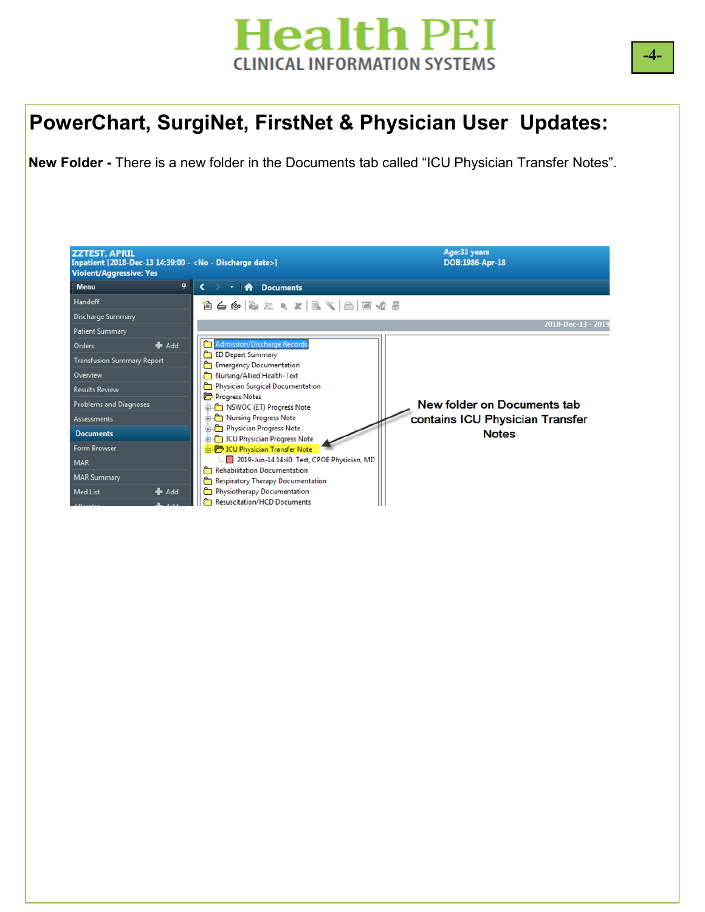## PowerChart, SurgiNet, FirstNet & Physician User Updates:

**New Folder -** There is a new folder in the Documents tab called “ICU Physician Transfer Notes”.

New folder on Documents tab contains ICU Physician Transfer Notes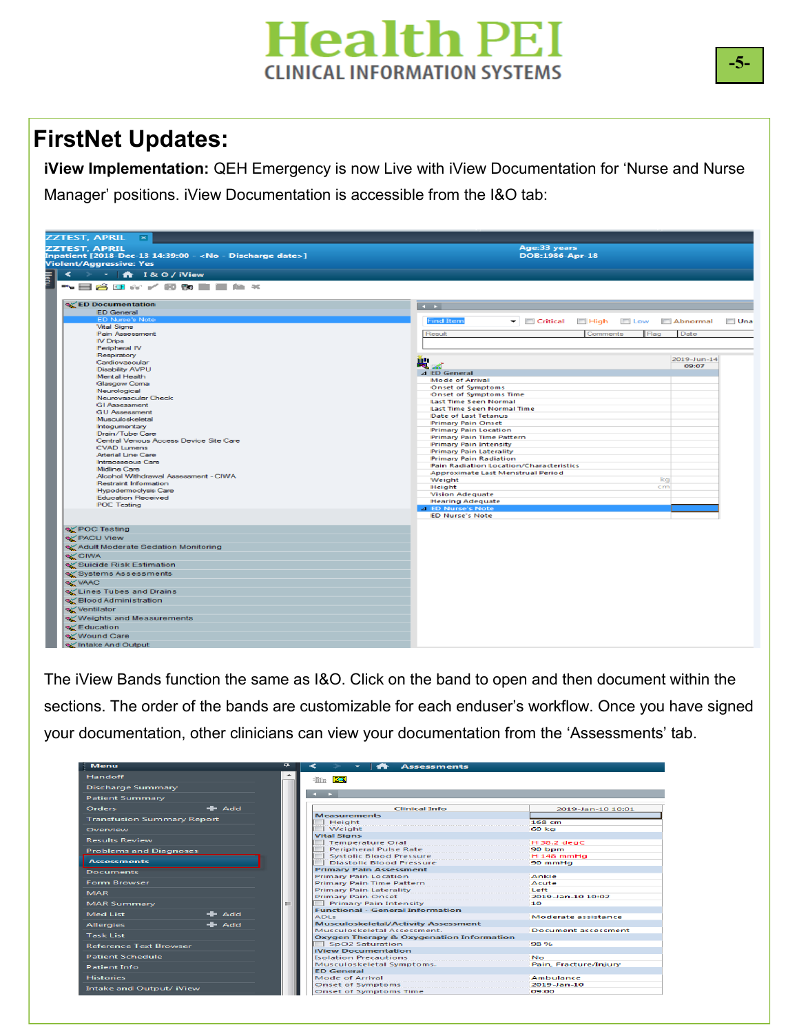## FirstNet Updates:

**iView Implementation:** QEH Emergency is now Live with iView Documentation for 'Nurse and Nurse Manager' positions. iView Documentation is accessible from the I&O tab:

The iView Bands function the same as I&O. Click on the band to open and then document within the sections. The order of the bands are customizable for each enduser's workflow. Once you have signed your documentation, other clinicians can view your documentation from the 'Assessments' tab.